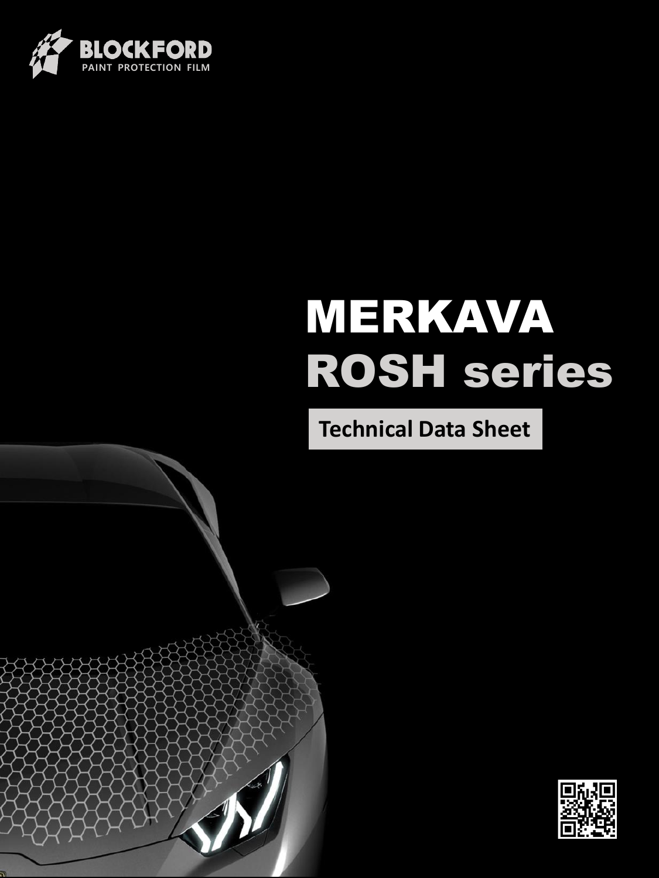BLOCKFORD
PAINT PROTECTION FILM

# MERKAVA
# ROSH series

**Technical Data Sheet**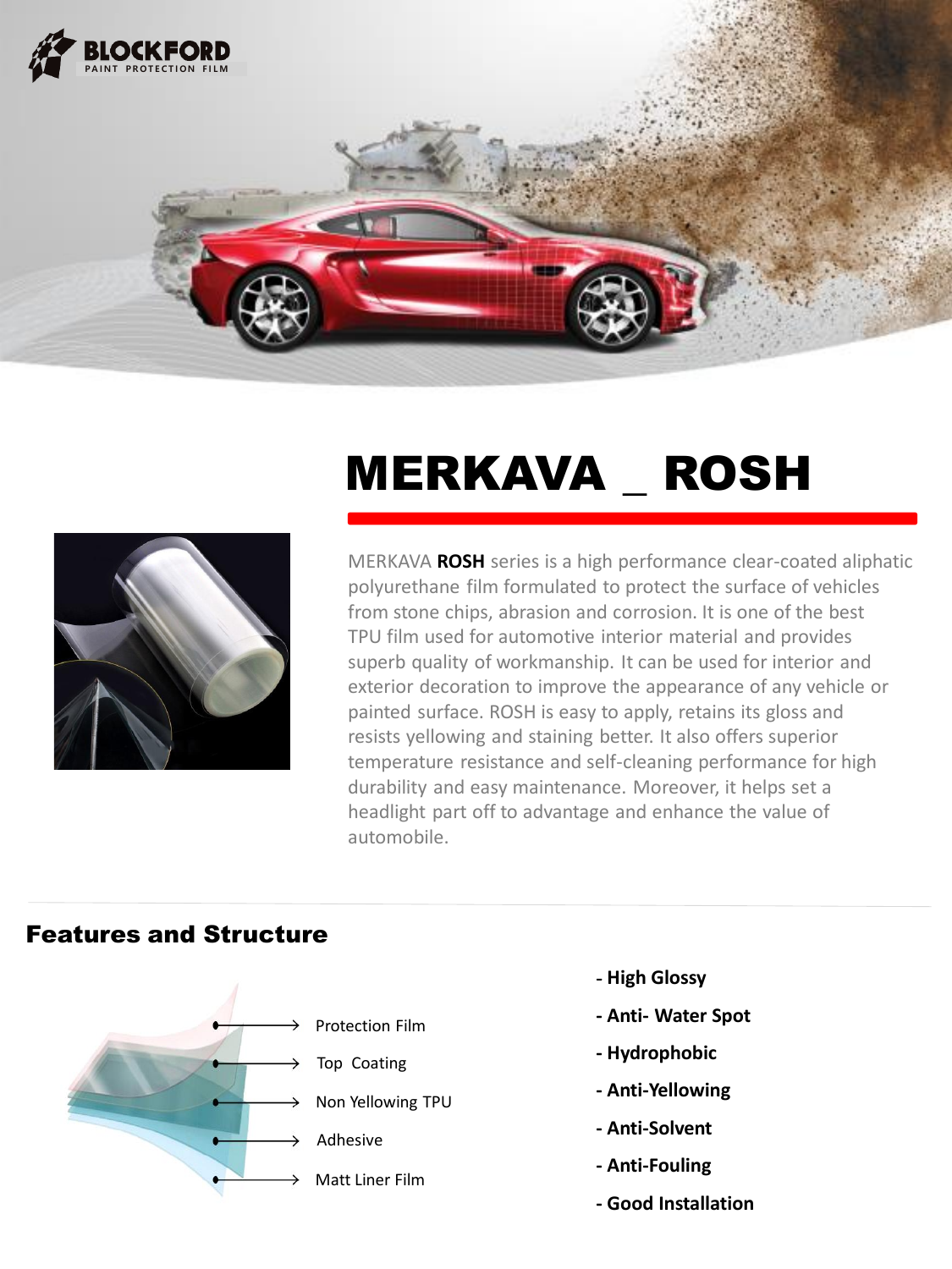BLOCKFORD
PAINT PROTECTION FILM

# MERKAVA _ ROSH

MERKAVA **ROSH** series is a high performance clear-coated aliphatic polyurethane film formulated to protect the surface of vehicles from stone chips, abrasion and corrosion. It is one of the best TPU film used for automotive interior material and provides superb quality of workmanship. It can be used for interior and exterior decoration to improve the appearance of any vehicle or painted surface. ROSH is easy to apply, retains its gloss and resists yellowing and staining better. It also offers superior temperature resistance and self-cleaning performance for high durability and easy maintenance. Moreover, it helps set a headlight part off to advantage and enhance the value of automobile.

## Features and Structure

- Protection Film
- Top Coating
- Non Yellowing TPU
- Adhesive
- Matt Liner Film

- **High Glossy**
- **Anti- Water Spot**
- **Hydrophobic**
- **Anti-Yellowing**
- **Anti-Solvent**
- **Anti-Fouling**
- **Good Installation**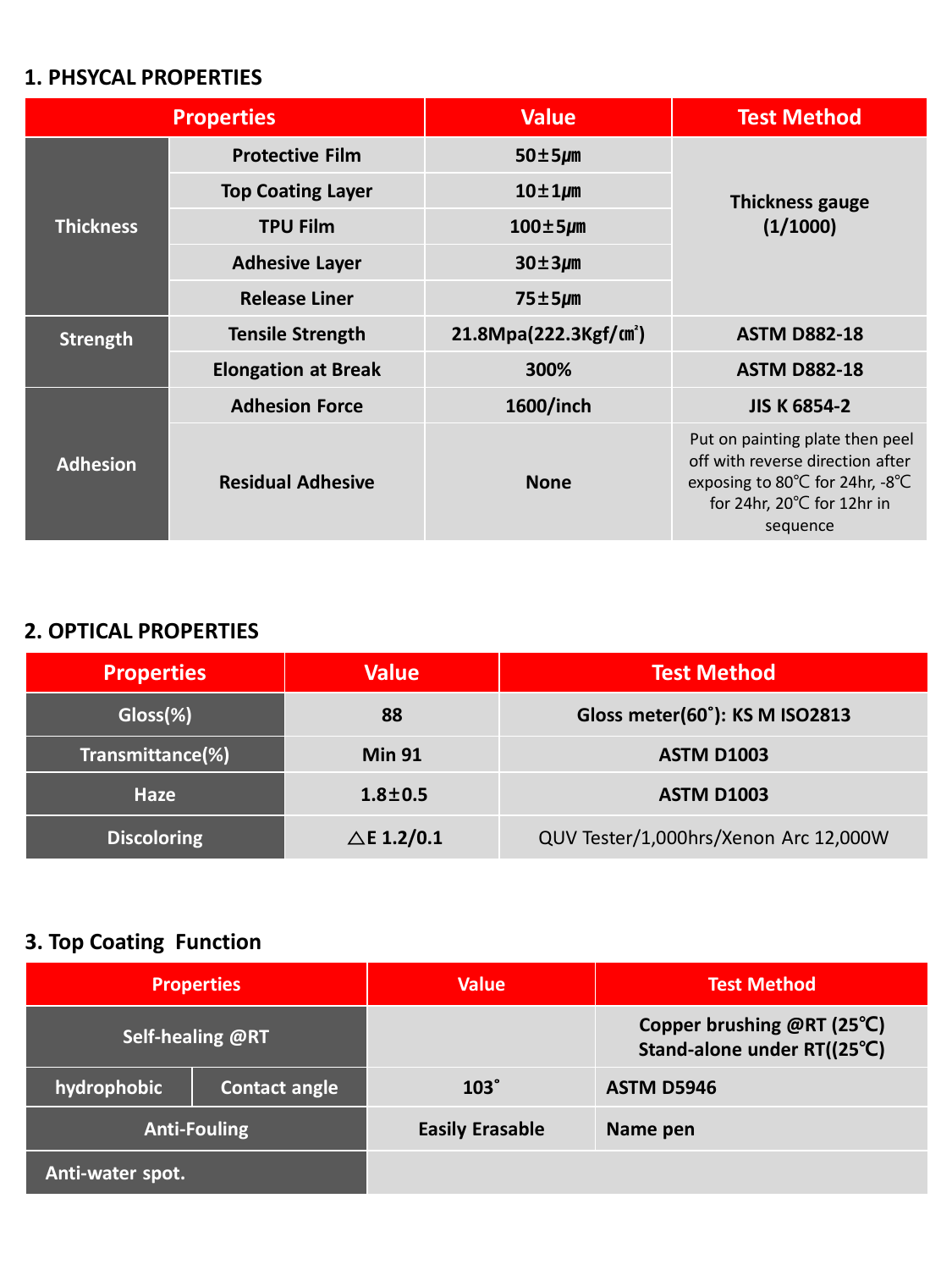## 1. PHSYCAL PROPERTIES

| Properties | | Value | Test Method |
|---|---|---|---|
| Thickness | Protective Film | 50±5㎛ | Thickness gauge (1/1000) |
| | Top Coating Layer | 10±1㎛ | |
| | TPU Film | 100±5㎛ | |
| | Adhesive Layer | 30±3㎛ | |
| | Release Liner | 75±5㎛ | |
| Strength | Tensile Strength | 21.8Mpa(222.3Kgf/㎠) | ASTM D882-18 |
| | Elongation at Break | 300% | ASTM D882-18 |
| Adhesion | Adhesion Force | 1600/inch | JIS K 6854-2 |
| | Residual Adhesive | None | Put on painting plate then peel off with reverse direction after exposing to 80℃ for 24hr, -8℃ for 24hr, 20℃ for 12hr in sequence |

## 2. OPTICAL PROPERTIES

| Properties | Value | Test Method |
|---|---|---|
| Gloss(%) | 88 | Gloss meter(60˚): KS M ISO2813 |
| Transmittance(%) | Min 91 | ASTM D1003 |
| Haze | 1.8±0.5 | ASTM D1003 |
| Discoloring | △E 1.2/0.1 | QUV Tester/1,000hrs/Xenon Arc 12,000W |

## 3. Top Coating Function

| Properties | | Value | Test Method |
|---|---|---|---|
| Self-healing @RT | | | Copper brushing @RT (25℃)<br>Stand-alone under RT((25℃) |
| hydrophobic | Contact angle | 103˚ | ASTM D5946 |
| Anti-Fouling | | Easily Erasable | Name pen |
| Anti-water spot. | | | |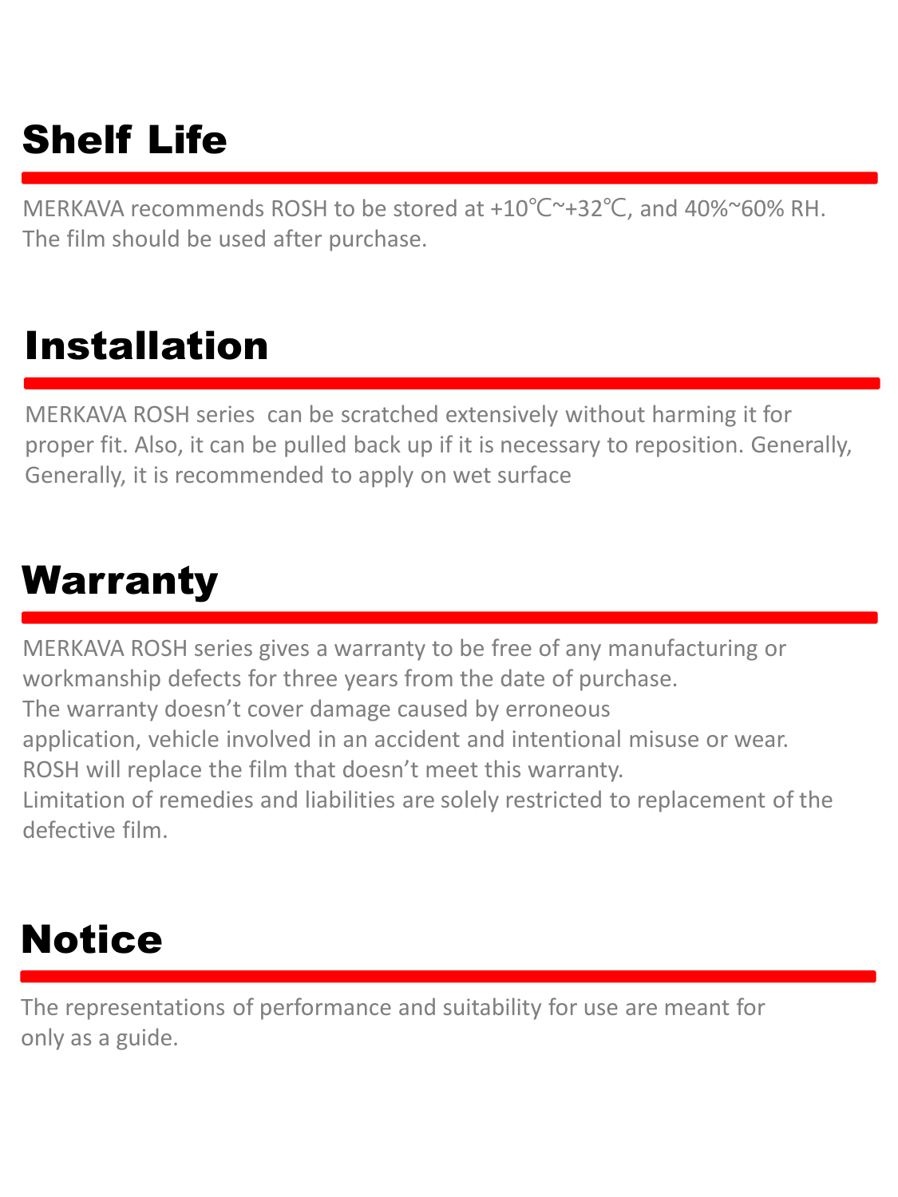## Shelf Life

MERKAVA recommends ROSH to be stored at +10℃~+32℃, and 40%~60% RH.
The film should be used after purchase.

## Installation

MERKAVA ROSH series  can be scratched extensively without harming it for proper fit. Also, it can be pulled back up if it is necessary to reposition. Generally, Generally, it is recommended to apply on wet surface

## Warranty

MERKAVA ROSH series gives a warranty to be free of any manufacturing or workmanship defects for three years from the date of purchase.
The warranty doesn't cover damage caused by erroneous application, vehicle involved in an accident and intentional misuse or wear.
ROSH will replace the film that doesn't meet this warranty.
Limitation of remedies and liabilities are solely restricted to replacement of the defective film.

## Notice

The representations of performance and suitability for use are meant for only as a guide.